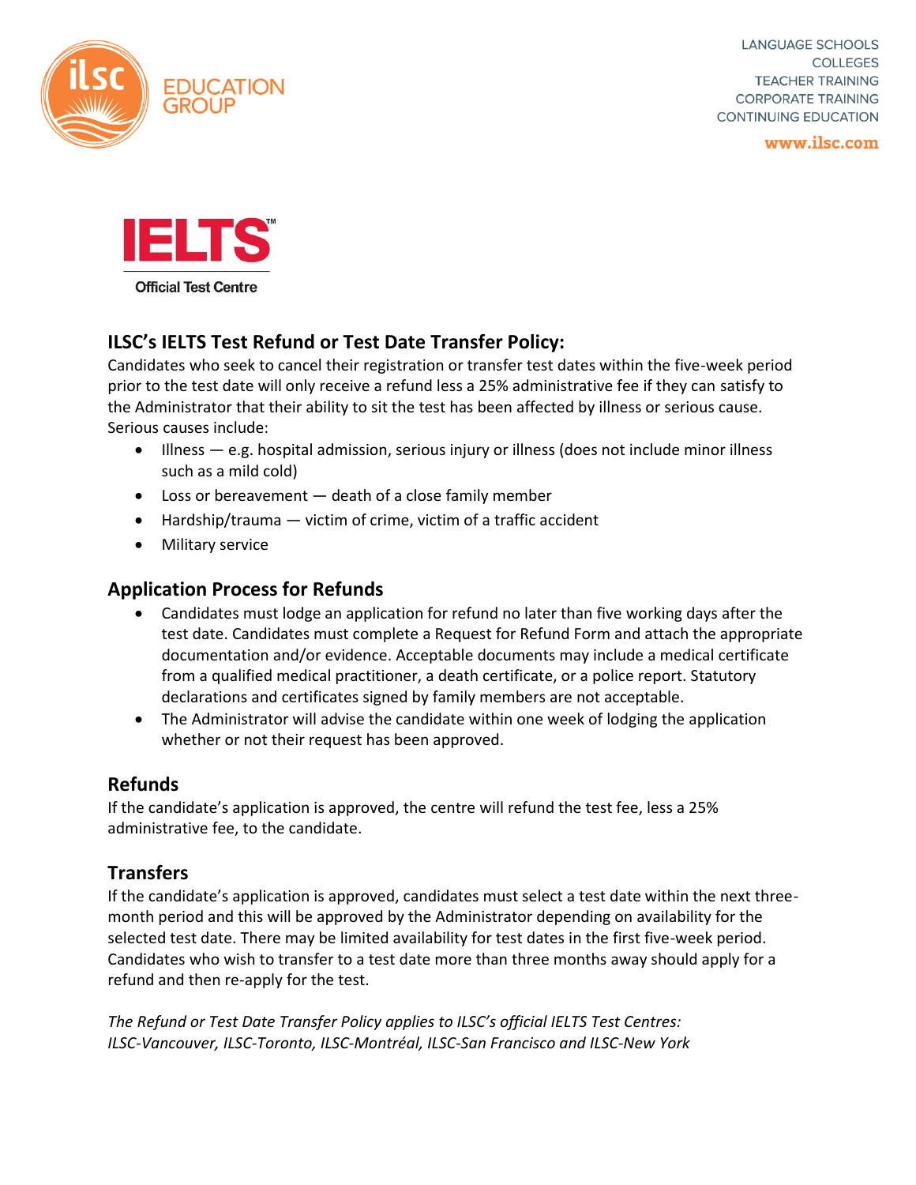LANGUAGE SCHOOLS
COLLEGES
TEACHER TRAINING
CORPORATE TRAINING
CONTINUING EDUCATION

www.ilsc.com

## ILSC's IELTS Test Refund or Test Date Transfer Policy:

Candidates who seek to cancel their registration or transfer test dates within the five-week period prior to the test date will only receive a refund less a 25% administrative fee if they can satisfy to the Administrator that their ability to sit the test has been affected by illness or serious cause. Serious causes include:

- Illness — e.g. hospital admission, serious injury or illness (does not include minor illness such as a mild cold)
- Loss or bereavement — death of a close family member
- Hardship/trauma — victim of crime, victim of a traffic accident
- Military service

## Application Process for Refunds

- Candidates must lodge an application for refund no later than five working days after the test date. Candidates must complete a Request for Refund Form and attach the appropriate documentation and/or evidence. Acceptable documents may include a medical certificate from a qualified medical practitioner, a death certificate, or a police report. Statutory declarations and certificates signed by family members are not acceptable.
- The Administrator will advise the candidate within one week of lodging the application whether or not their request has been approved.

## Refunds

If the candidate's application is approved, the centre will refund the test fee, less a 25% administrative fee, to the candidate.

## Transfers

If the candidate's application is approved, candidates must select a test date within the next three-month period and this will be approved by the Administrator depending on availability for the selected test date. There may be limited availability for test dates in the first five-week period. Candidates who wish to transfer to a test date more than three months away should apply for a refund and then re-apply for the test.

*The Refund or Test Date Transfer Policy applies to ILSC's official IELTS Test Centres: ILSC-Vancouver, ILSC-Toronto, ILSC-Montréal, ILSC-San Francisco and ILSC-New York*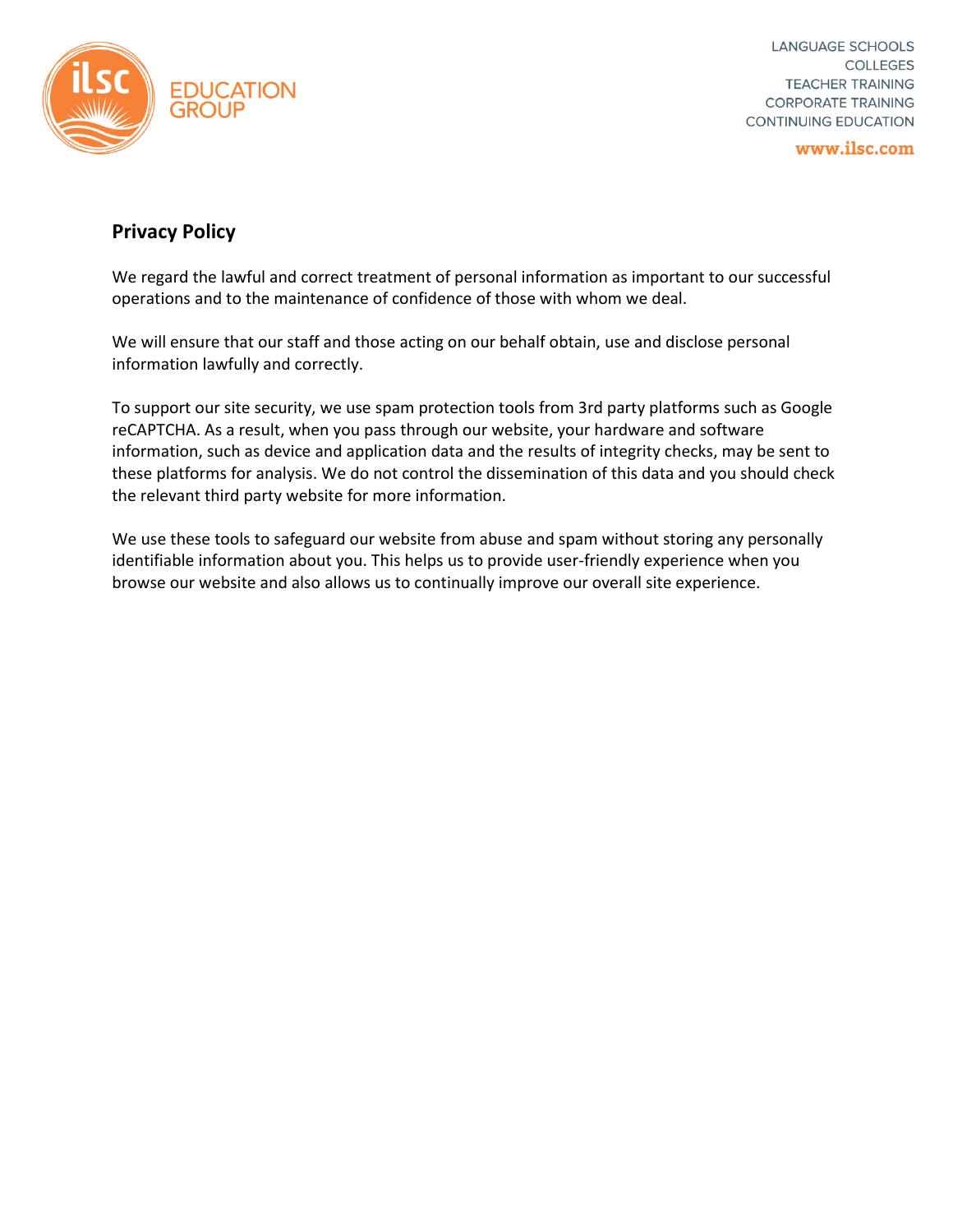## Privacy Policy

We regard the lawful and correct treatment of personal information as important to our successful operations and to the maintenance of confidence of those with whom we deal.

We will ensure that our staff and those acting on our behalf obtain, use and disclose personal information lawfully and correctly.

To support our site security, we use spam protection tools from 3rd party platforms such as Google reCAPTCHA. As a result, when you pass through our website, your hardware and software information, such as device and application data and the results of integrity checks, may be sent to these platforms for analysis. We do not control the dissemination of this data and you should check the relevant third party website for more information.

We use these tools to safeguard our website from abuse and spam without storing any personally identifiable information about you. This helps us to provide user-friendly experience when you browse our website and also allows us to continually improve our overall site experience.